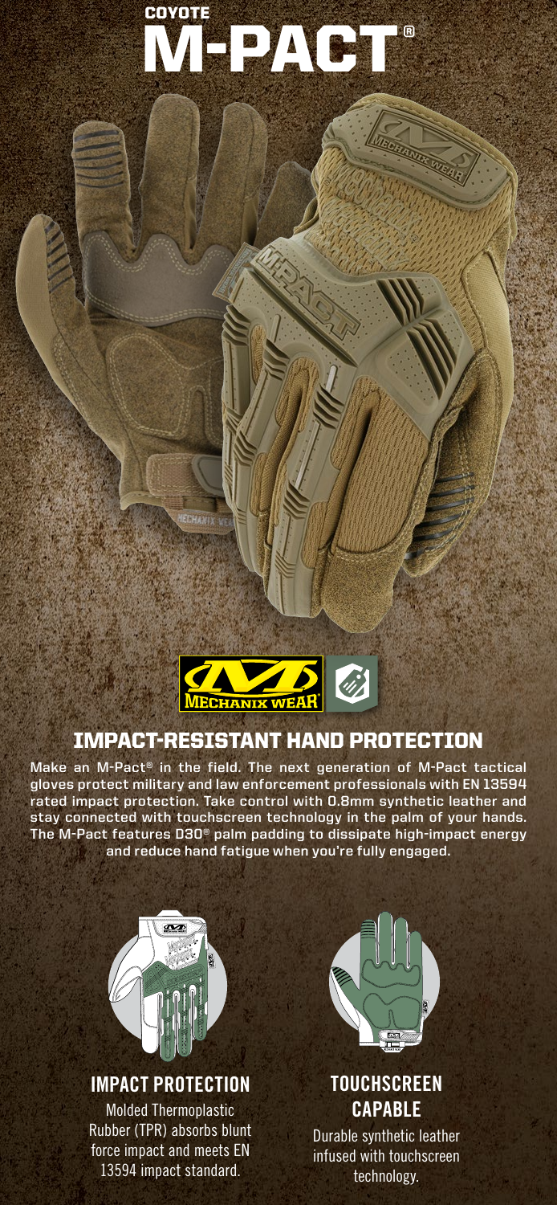COYOTE

# M-PACT®

## IMPACT-RESISTANT HAND PROTECTION

Make an M-Pact® in the field. The next generation of M-Pact tactical gloves protect military and law enforcement professionals with EN 13594 rated impact protection. Take control with 0.8mm synthetic leather and stay connected with touchscreen technology in the palm of your hands. The M-Pact features D3O® palm padding to dissipate high-impact energy and reduce hand fatigue when you're fully engaged.

### IMPACT PROTECTION

Molded Thermoplastic Rubber (TPR) absorbs blunt force impact and meets EN 13594 impact standard.

### TOUCHSCREEN CAPABLE

Durable synthetic leather infused with touchscreen technology.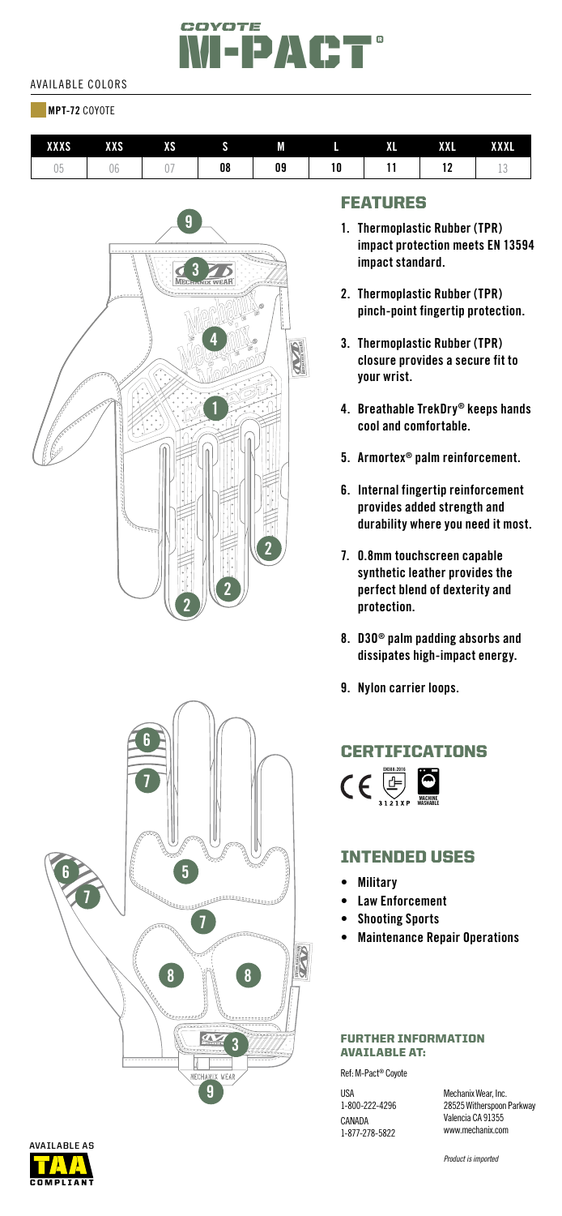# COYOTE M-PACT®

AVAILABLE COLORS

**MPT-72** COYOTE

| XXXS | XXS | XS | S | M | L | XL | XXL | XXXL |
|---|---|---|---|---|---|---|---|---|
| 05 | 06 | 07 | 08 | 09 | 10 | 11 | 12 | 13 |

## FEATURES

1. **Thermoplastic Rubber (TPR) impact protection meets EN 13594 impact standard.**
2. **Thermoplastic Rubber (TPR) pinch-point fingertip protection.**
3. **Thermoplastic Rubber (TPR) closure provides a secure fit to your wrist.**
4. **Breathable TrekDry® keeps hands cool and comfortable.**
5. **Armortex® palm reinforcement.**
6. **Internal fingertip reinforcement provides added strength and durability where you need it most.**
7. **0.8mm touchscreen capable synthetic leather provides the perfect blend of dexterity and protection.**
8. **D3O® palm padding absorbs and dissipates high-impact energy.**
9. **Nylon carrier loops.**

## CERTIFICATIONS

CE EN388:2016 3121XP MACHINE WASHABLE

## INTENDED USES

- **Military**
- **Law Enforcement**
- **Shooting Sports**
- **Maintenance Repair Operations**

#### FURTHER INFORMATION AVAILABLE AT:

Ref: M-Pact® Coyote

USA
1-800-222-4296
CANADA
1-877-278-5822

Mechanix Wear, Inc.
28525 Witherspoon Parkway
Valencia CA 91355
www.mechanix.com

*Product is imported*

AVAILABLE AS TAA COMPLIANT